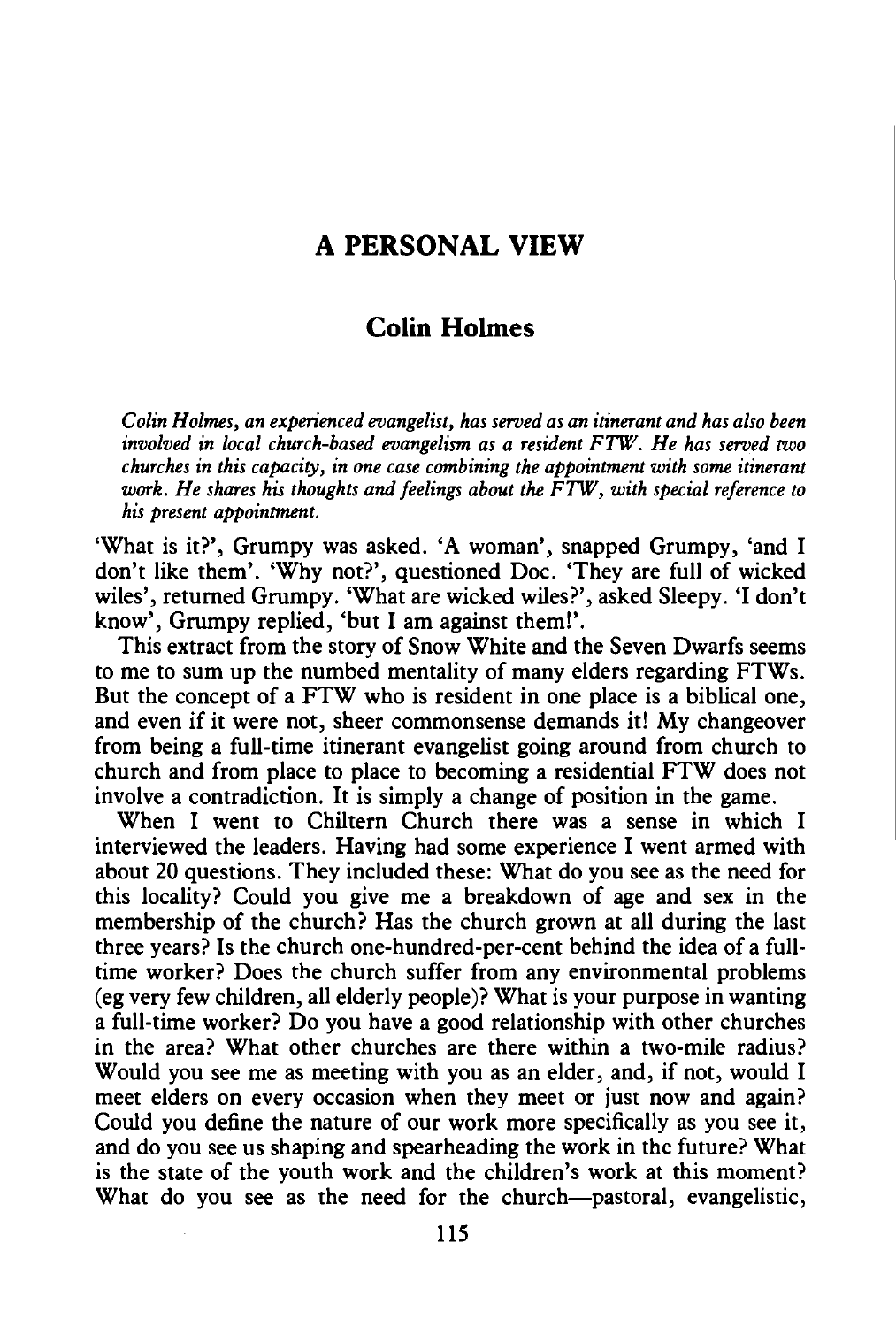# A PERSONAL VIEW

## Colin Holmes

*Colin Holmes, an experienced evangelist, has served as an itinerant and has also been involved in local church-based evangelism as a resident FTW. He has served two churches in this capacity, in one case combining the appointment with some itinerant work. He shares his thoughts and feelings about the FTW, with special reference to his present appointment.*

'What is it?', Grumpy was asked. 'A woman', snapped Grumpy, 'and I don't like them'. 'Why not?', questioned Doc. 'They are full of wicked wiles', returned Grumpy. 'What are wicked wiles?', asked Sleepy. 'I don't know', Grumpy replied, 'but I am against them!'.

This extract from the story of Snow White and the Seven Dwarfs seems to me to sum up the numbed mentality of many elders regarding FTWs. But the concept of a FTW who is resident in one place is a biblical one, and even if it were not, sheer commonsense demands it! My changeover from being a full-time itinerant evangelist going around from church to church and from place to place to becoming a residential FTW does not involve a contradiction. It is simply a change of position in the game.

When I went to Chiltern Church there was a sense in which I interviewed the leaders. Having had some experience I went armed with about 20 questions. They included these: What do you see as the need for this locality? Could you give me a breakdown of age and sex in the membership of the church? Has the church grown at all during the last three years? Is the church one-hundred-per-cent behind the idea of a full-time worker? Does the church suffer from any environmental problems (eg very few children, all elderly people)? What is your purpose in wanting a full-time worker? Do you have a good relationship with other churches in the area? What other churches are there within a two-mile radius? Would you see me as meeting with you as an elder, and, if not, would I meet elders on every occasion when they meet or just now and again? Could you define the nature of our work more specifically as you see it, and do you see us shaping and spearheading the work in the future? What is the state of the youth work and the children's work at this moment? What do you see as the need for the church—pastoral, evangelistic,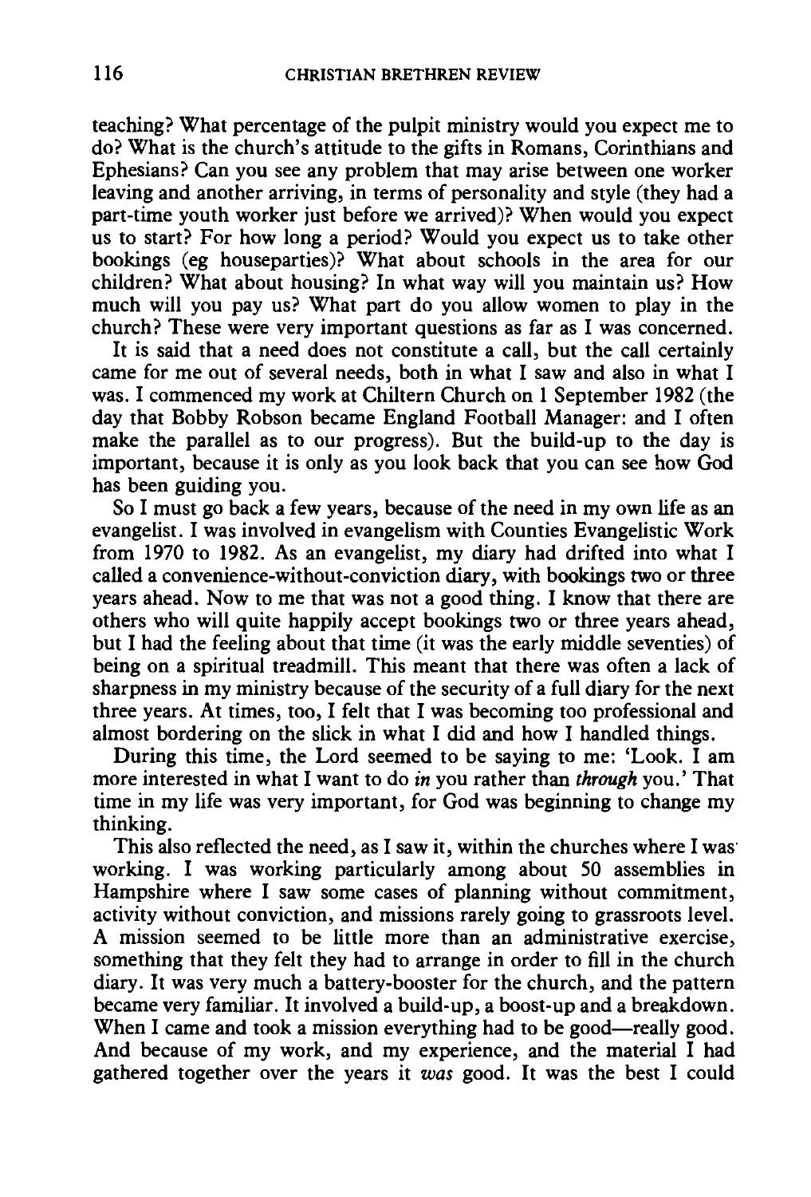teaching? What percentage of the pulpit ministry would you expect me to do? What is the church's attitude to the gifts in Romans, Corinthians and Ephesians? Can you see any problem that may arise between one worker leaving and another arriving, in terms of personality and style (they had a part-time youth worker just before we arrived)? When would you expect us to start? For how long a period? Would you expect us to take other bookings (eg houseparties)? What about schools in the area for our children? What about housing? In what way will you maintain us? How much will you pay us? What part do you allow women to play in the church? These were very important questions as far as I was concerned.

It is said that a need does not constitute a call, but the call certainly came for me out of several needs, both in what I saw and also in what I was. I commenced my work at Chiltern Church on 1 September 1982 (the day that Bobby Robson became England Football Manager: and I often make the parallel as to our progress). But the build-up to the day is important, because it is only as you look back that you can see how God has been guiding you.

So I must go back a few years, because of the need in my own life as an evangelist. I was involved in evangelism with Counties Evangelistic Work from 1970 to 1982. As an evangelist, my diary had drifted into what I called a convenience-without-conviction diary, with bookings two or three years ahead. Now to me that was not a good thing. I know that there are others who will quite happily accept bookings two or three years ahead, but I had the feeling about that time (it was the early middle seventies) of being on a spiritual treadmill. This meant that there was often a lack of sharpness in my ministry because of the security of a full diary for the next three years. At times, too, I felt that I was becoming too professional and almost bordering on the slick in what I did and how I handled things.

During this time, the Lord seemed to be saying to me: 'Look. I am more interested in what I want to do *in* you rather than *through* you.' That time in my life was very important, for God was beginning to change my thinking.

This also reflected the need, as I saw it, within the churches where I was working. I was working particularly among about 50 assemblies in Hampshire where I saw some cases of planning without commitment, activity without conviction, and missions rarely going to grassroots level. A mission seemed to be little more than an administrative exercise, something that they felt they had to arrange in order to fill in the church diary. It was very much a battery-booster for the church, and the pattern became very familiar. It involved a build-up, a boost-up and a breakdown. When I came and took a mission everything had to be good—really good. And because of my work, and my experience, and the material I had gathered together over the years it *was* good. It was the best I could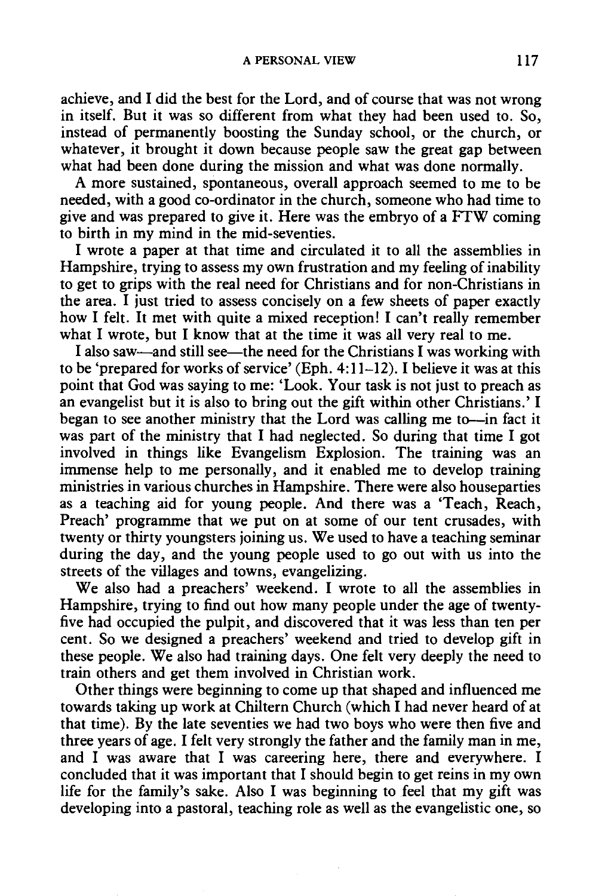achieve, and I did the best for the Lord, and of course that was not wrong in itself. But it was so different from what they had been used to. So, instead of permanently boosting the Sunday school, or the church, or whatever, it brought it down because people saw the great gap between what had been done during the mission and what was done normally.

A more sustained, spontaneous, overall approach seemed to me to be needed, with a good co-ordinator in the church, someone who had time to give and was prepared to give it. Here was the embryo of a FTW coming to birth in my mind in the mid-seventies.

I wrote a paper at that time and circulated it to all the assemblies in Hampshire, trying to assess my own frustration and my feeling of inability to get to grips with the real need for Christians and for non-Christians in the area. I just tried to assess concisely on a few sheets of paper exactly how I felt. It met with quite a mixed reception! I can't really remember what I wrote, but I know that at the time it was all very real to me.

I also saw—and still see—the need for the Christians I was working with to be 'prepared for works of service' (Eph. 4:11–12). I believe it was at this point that God was saying to me: 'Look. Your task is not just to preach as an evangelist but it is also to bring out the gift within other Christians.' I began to see another ministry that the Lord was calling me to—in fact it was part of the ministry that I had neglected. So during that time I got involved in things like Evangelism Explosion. The training was an immense help to me personally, and it enabled me to develop training ministries in various churches in Hampshire. There were also houseparties as a teaching aid for young people. And there was a 'Teach, Reach, Preach' programme that we put on at some of our tent crusades, with twenty or thirty youngsters joining us. We used to have a teaching seminar during the day, and the young people used to go out with us into the streets of the villages and towns, evangelizing.

We also had a preachers' weekend. I wrote to all the assemblies in Hampshire, trying to find out how many people under the age of twenty-five had occupied the pulpit, and discovered that it was less than ten per cent. So we designed a preachers' weekend and tried to develop gift in these people. We also had training days. One felt very deeply the need to train others and get them involved in Christian work.

Other things were beginning to come up that shaped and influenced me towards taking up work at Chiltern Church (which I had never heard of at that time). By the late seventies we had two boys who were then five and three years of age. I felt very strongly the father and the family man in me, and I was aware that I was careering here, there and everywhere. I concluded that it was important that I should begin to get reins in my own life for the family's sake. Also I was beginning to feel that my gift was developing into a pastoral, teaching role as well as the evangelistic one, so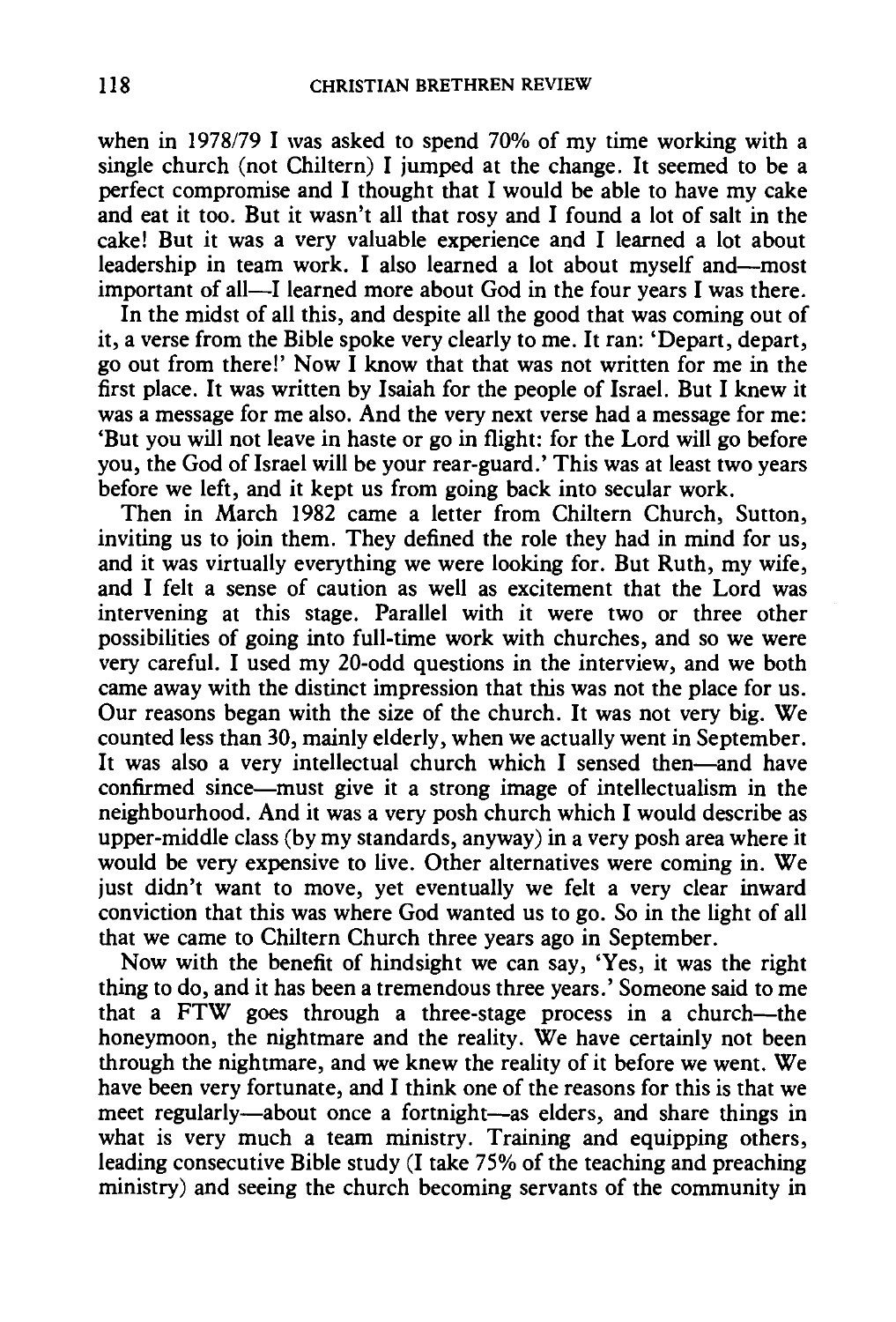when in 1978/79 I was asked to spend 70% of my time working with a single church (not Chiltern) I jumped at the change. It seemed to be a perfect compromise and I thought that I would be able to have my cake and eat it too. But it wasn't all that rosy and I found a lot of salt in the cake! But it was a very valuable experience and I learned a lot about leadership in team work. I also learned a lot about myself and—most important of all—I learned more about God in the four years I was there.

In the midst of all this, and despite all the good that was coming out of it, a verse from the Bible spoke very clearly to me. It ran: 'Depart, depart, go out from there!' Now I know that that was not written for me in the first place. It was written by Isaiah for the people of Israel. But I knew it was a message for me also. And the very next verse had a message for me: 'But you will not leave in haste or go in flight: for the Lord will go before you, the God of Israel will be your rear-guard.' This was at least two years before we left, and it kept us from going back into secular work.

Then in March 1982 came a letter from Chiltern Church, Sutton, inviting us to join them. They defined the role they had in mind for us, and it was virtually everything we were looking for. But Ruth, my wife, and I felt a sense of caution as well as excitement that the Lord was intervening at this stage. Parallel with it were two or three other possibilities of going into full-time work with churches, and so we were very careful. I used my 20-odd questions in the interview, and we both came away with the distinct impression that this was not the place for us. Our reasons began with the size of the church. It was not very big. We counted less than 30, mainly elderly, when we actually went in September. It was also a very intellectual church which I sensed then—and have confirmed since—must give it a strong image of intellectualism in the neighbourhood. And it was a very posh church which I would describe as upper-middle class (by my standards, anyway) in a very posh area where it would be very expensive to live. Other alternatives were coming in. We just didn't want to move, yet eventually we felt a very clear inward conviction that this was where God wanted us to go. So in the light of all that we came to Chiltern Church three years ago in September.

Now with the benefit of hindsight we can say, 'Yes, it was the right thing to do, and it has been a tremendous three years.' Someone said to me that a FTW goes through a three-stage process in a church—the honeymoon, the nightmare and the reality. We have certainly not been through the nightmare, and we knew the reality of it before we went. We have been very fortunate, and I think one of the reasons for this is that we meet regularly—about once a fortnight—as elders, and share things in what is very much a team ministry. Training and equipping others, leading consecutive Bible study (I take 75% of the teaching and preaching ministry) and seeing the church becoming servants of the community in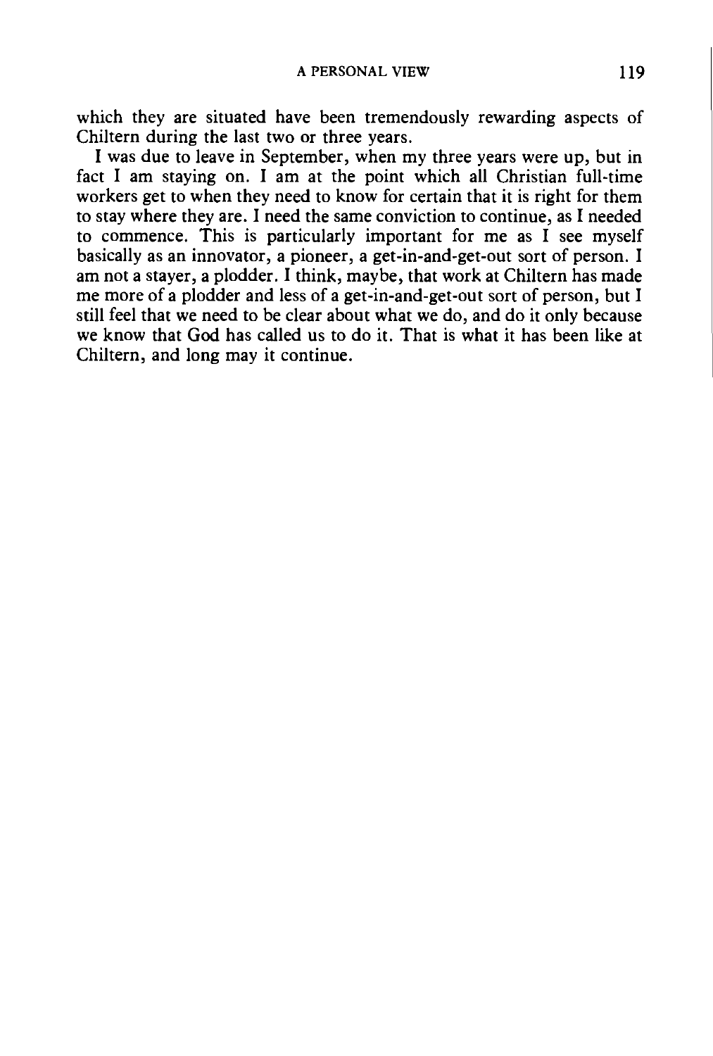which they are situated have been tremendously rewarding aspects of Chiltern during the last two or three years.

I was due to leave in September, when my three years were up, but in fact I am staying on. I am at the point which all Christian full-time workers get to when they need to know for certain that it is right for them to stay where they are. I need the same conviction to continue, as I needed to commence. This is particularly important for me as I see myself basically as an innovator, a pioneer, a get-in-and-get-out sort of person. I am not a stayer, a plodder. I think, maybe, that work at Chiltern has made me more of a plodder and less of a get-in-and-get-out sort of person, but I still feel that we need to be clear about what we do, and do it only because we know that God has called us to do it. That is what it has been like at Chiltern, and long may it continue.